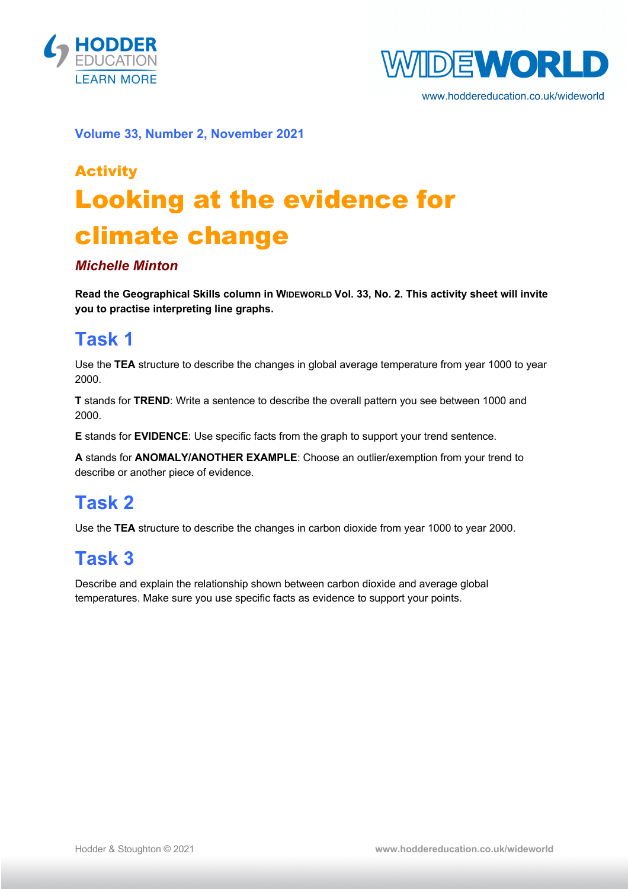Volume 33, Number 2, November 2021

## Activity

# Looking at the evidence for climate change

***Michelle Minton***

**Read the Geographical Skills column in WIDEWORLD Vol. 33, No. 2. This activity sheet will invite you to practise interpreting line graphs.**

## Task 1

Use the **TEA** structure to describe the changes in global average temperature from year 1000 to year 2000.

**T** stands for **TREND**: Write a sentence to describe the overall pattern you see between 1000 and 2000.

**E** stands for **EVIDENCE**: Use specific facts from the graph to support your trend sentence.

**A** stands for **ANOMALY/ANOTHER EXAMPLE**: Choose an outlier/exemption from your trend to describe or another piece of evidence.

## Task 2

Use the **TEA** structure to describe the changes in carbon dioxide from year 1000 to year 2000.

## Task 3

Describe and explain the relationship shown between carbon dioxide and average global temperatures. Make sure you use specific facts as evidence to support your points.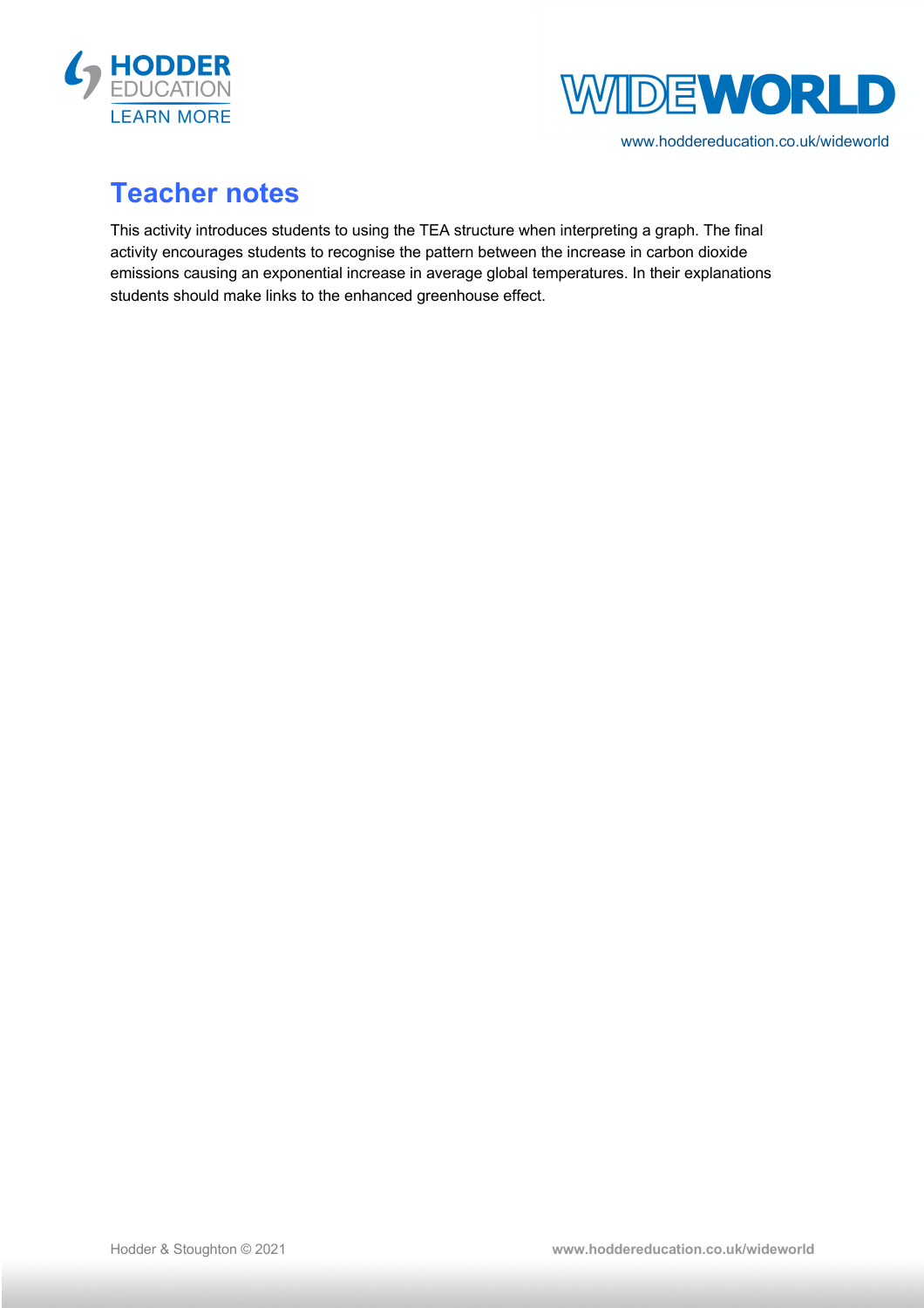# Teacher notes

This activity introduces students to using the TEA structure when interpreting a graph. The final activity encourages students to recognise the pattern between the increase in carbon dioxide emissions causing an exponential increase in average global temperatures. In their explanations students should make links to the enhanced greenhouse effect.